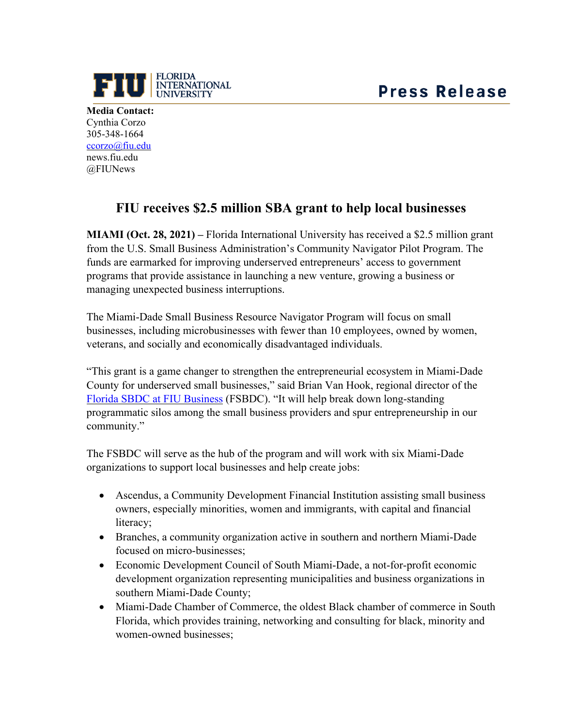FIU FLORIDA INTERNATIONAL UNIVERSITY

**Press Release**

**Media Contact:**
Cynthia Corzo
305-348-1664
ccorzo@fiu.edu
news.fiu.edu
@FIUNews

# FIU receives $2.5 million SBA grant to help local businesses

**MIAMI (Oct. 28, 2021) –** Florida International University has received a $2.5 million grant from the U.S. Small Business Administration's Community Navigator Pilot Program. The funds are earmarked for improving underserved entrepreneurs' access to government programs that provide assistance in launching a new venture, growing a business or managing unexpected business interruptions.

The Miami-Dade Small Business Resource Navigator Program will focus on small businesses, including microbusinesses with fewer than 10 employees, owned by women, veterans, and socially and economically disadvantaged individuals.

"This grant is a game changer to strengthen the entrepreneurial ecosystem in Miami-Dade County for underserved small businesses," said Brian Van Hook, regional director of the Florida SBDC at FIU Business (FSBDC). "It will help break down long-standing programmatic silos among the small business providers and spur entrepreneurship in our community."

The FSBDC will serve as the hub of the program and will work with six Miami-Dade organizations to support local businesses and help create jobs:

- Ascendus, a Community Development Financial Institution assisting small business owners, especially minorities, women and immigrants, with capital and financial literacy;
- Branches, a community organization active in southern and northern Miami-Dade focused on micro-businesses;
- Economic Development Council of South Miami-Dade, a not-for-profit economic development organization representing municipalities and business organizations in southern Miami-Dade County;
- Miami-Dade Chamber of Commerce, the oldest Black chamber of commerce in South Florida, which provides training, networking and consulting for black, minority and women-owned businesses;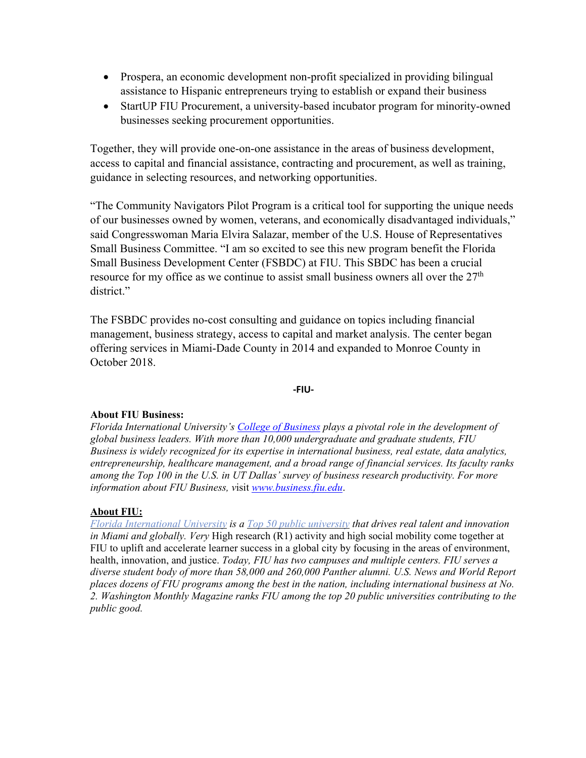- Prospera, an economic development non-profit specialized in providing bilingual assistance to Hispanic entrepreneurs trying to establish or expand their business
- StartUP FIU Procurement, a university-based incubator program for minority-owned businesses seeking procurement opportunities.

Together, they will provide one-on-one assistance in the areas of business development, access to capital and financial assistance, contracting and procurement, as well as training, guidance in selecting resources, and networking opportunities.

"The Community Navigators Pilot Program is a critical tool for supporting the unique needs of our businesses owned by women, veterans, and economically disadvantaged individuals," said Congresswoman Maria Elvira Salazar, member of the U.S. House of Representatives Small Business Committee. "I am so excited to see this new program benefit the Florida Small Business Development Center (FSBDC) at FIU. This SBDC has been a crucial resource for my office as we continue to assist small business owners all over the 27th district."

The FSBDC provides no-cost consulting and guidance on topics including financial management, business strategy, access to capital and market analysis. The center began offering services in Miami-Dade County in 2014 and expanded to Monroe County in October 2018.

**-FIU-**

**About FIU Business:**
*Florida International University's College of Business plays a pivotal role in the development of global business leaders. With more than 10,000 undergraduate and graduate students, FIU Business is widely recognized for its expertise in international business, real estate, data analytics, entrepreneurship, healthcare management, and a broad range of financial services. Its faculty ranks among the Top 100 in the U.S. in UT Dallas' survey of business research productivity. For more information about FIU Business,* visit *www.business.fiu.edu*.

**About FIU:**
*Florida International University is a Top 50 public university that drives real talent and innovation in Miami and globally. Very* High research (R1) activity and high social mobility come together at FIU to uplift and accelerate learner success in a global city by focusing in the areas of environment, health, innovation, and justice. *Today, FIU has two campuses and multiple centers. FIU serves a diverse student body of more than 58,000 and 260,000 Panther alumni. U.S. News and World Report places dozens of FIU programs among the best in the nation, including international business at No. 2. Washington Monthly Magazine ranks FIU among the top 20 public universities contributing to the public good.*